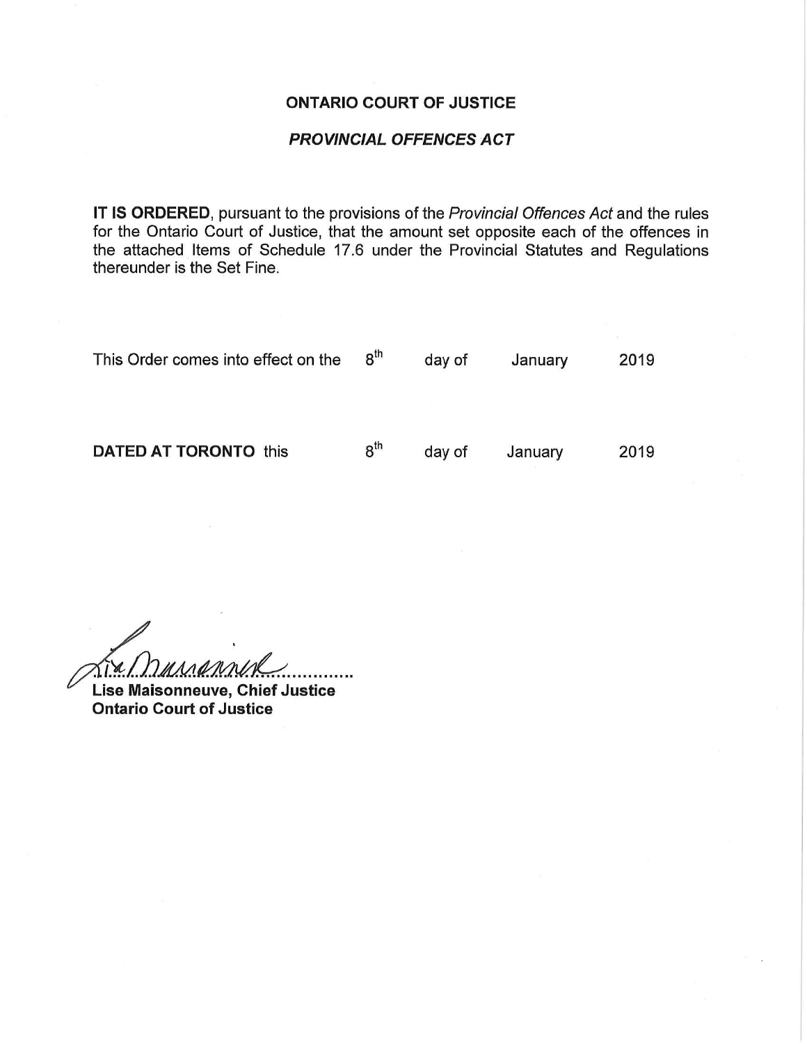**ONTARIO COURT OF JUSTICE**

***PROVINCIAL OFFENCES ACT***

**IT IS ORDERED**, pursuant to the provisions of the *Provincial Offences Act* and the rules for the Ontario Court of Justice, that the amount set opposite each of the offences in the attached Items of Schedule 17.6 under the Provincial Statutes and Regulations thereunder is the Set Fine.

This Order comes into effect on the 8th day of January 2019

**DATED AT TORONTO** this 8th day of January 2019

..............................

**Lise Maisonneuve, Chief Justice**
**Ontario Court of Justice**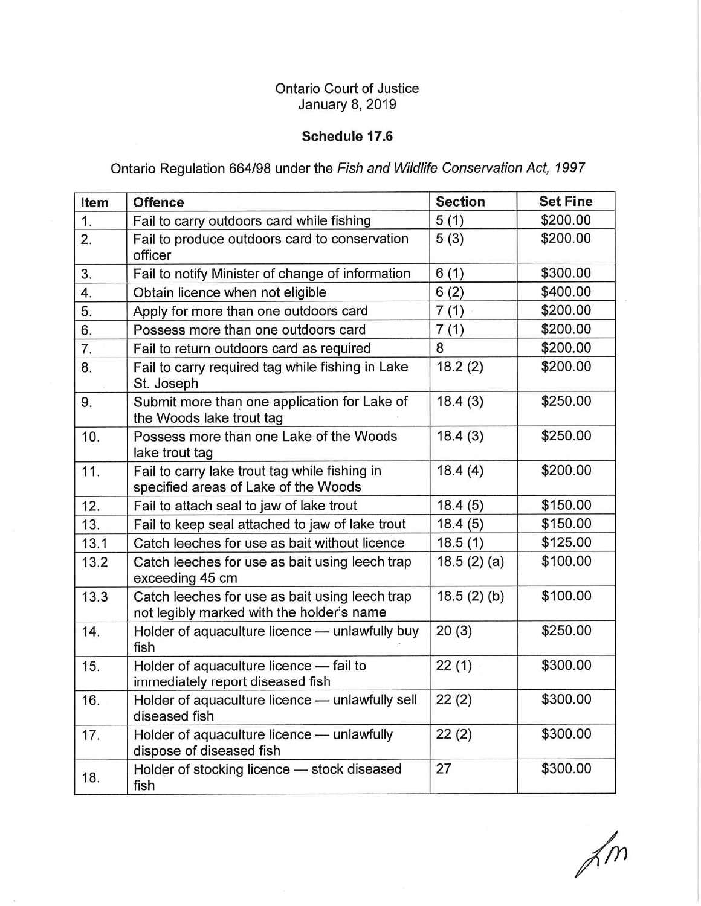Ontario Court of Justice
January 8, 2019

**Schedule 17.6**

Ontario Regulation 664/98 under the *Fish and Wildlife Conservation Act, 1997*

| Item | Offence | Section | Set Fine |
|---|---|---|---|
| 1. | Fail to carry outdoors card while fishing | 5 (1) | $200.00 |
| 2. | Fail to produce outdoors card to conservation officer | 5 (3) | $200.00 |
| 3. | Fail to notify Minister of change of information | 6 (1) | $300.00 |
| 4. | Obtain licence when not eligible | 6 (2) | $400.00 |
| 5. | Apply for more than one outdoors card | 7 (1) | $200.00 |
| 6. | Possess more than one outdoors card | 7 (1) | $200.00 |
| 7. | Fail to return outdoors card as required | 8 | $200.00 |
| 8. | Fail to carry required tag while fishing in Lake St. Joseph | 18.2 (2) | $200.00 |
| 9. | Submit more than one application for Lake of the Woods lake trout tag | 18.4 (3) | $250.00 |
| 10. | Possess more than one Lake of the Woods lake trout tag | 18.4 (3) | $250.00 |
| 11. | Fail to carry lake trout tag while fishing in specified areas of Lake of the Woods | 18.4 (4) | $200.00 |
| 12. | Fail to attach seal to jaw of lake trout | 18.4 (5) | $150.00 |
| 13. | Fail to keep seal attached to jaw of lake trout | 18.4 (5) | $150.00 |
| 13.1 | Catch leeches for use as bait without licence | 18.5 (1) | $125.00 |
| 13.2 | Catch leeches for use as bait using leech trap exceeding 45 cm | 18.5 (2) (a) | $100.00 |
| 13.3 | Catch leeches for use as bait using leech trap not legibly marked with the holder's name | 18.5 (2) (b) | $100.00 |
| 14. | Holder of aquaculture licence — unlawfully buy fish | 20 (3) | $250.00 |
| 15. | Holder of aquaculture licence — fail to immediately report diseased fish | 22 (1) | $300.00 |
| 16. | Holder of aquaculture licence — unlawfully sell diseased fish | 22 (2) | $300.00 |
| 17. | Holder of aquaculture licence — unlawfully dispose of diseased fish | 22 (2) | $300.00 |
| 18. | Holder of stocking licence — stock diseased fish | 27 | $300.00 |